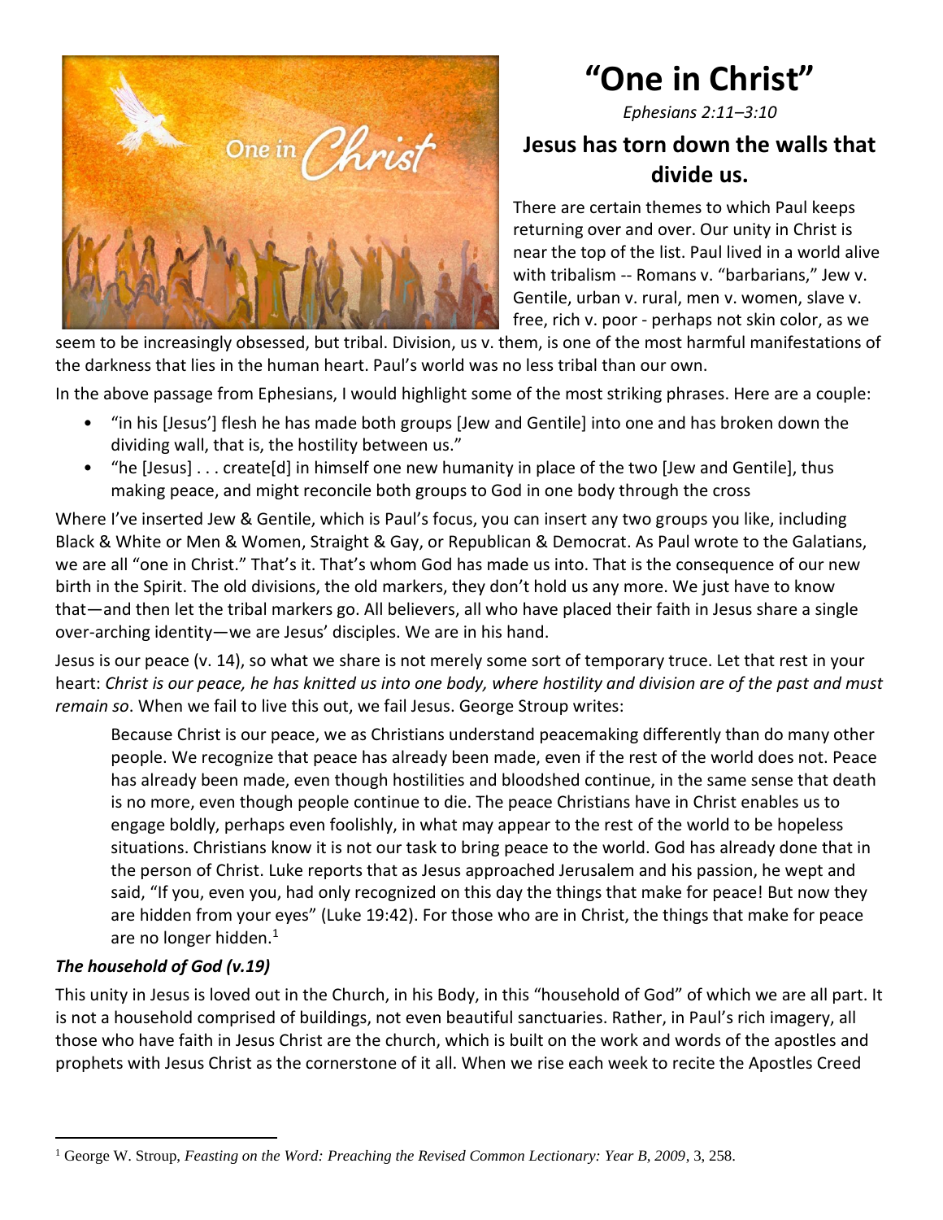# "One in Christ"

*Ephesians 2:11–3:10*

## Jesus has torn down the walls that divide us.

There are certain themes to which Paul keeps returning over and over. Our unity in Christ is near the top of the list. Paul lived in a world alive with tribalism -- Romans v. "barbarians," Jew v. Gentile, urban v. rural, men v. women, slave v. free, rich v. poor - perhaps not skin color, as we seem to be increasingly obsessed, but tribal. Division, us v. them, is one of the most harmful manifestations of the darkness that lies in the human heart. Paul's world was no less tribal than our own.

In the above passage from Ephesians, I would highlight some of the most striking phrases. Here are a couple:

- "in his [Jesus'] flesh he has made both groups [Jew and Gentile] into one and has broken down the dividing wall, that is, the hostility between us."
- "he [Jesus] . . . create[d] in himself one new humanity in place of the two [Jew and Gentile], thus making peace, and might reconcile both groups to God in one body through the cross

Where I've inserted Jew & Gentile, which is Paul's focus, you can insert any two groups you like, including Black & White or Men & Women, Straight & Gay, or Republican & Democrat. As Paul wrote to the Galatians, we are all "one in Christ." That's it. That's whom God has made us into. That is the consequence of our new birth in the Spirit. The old divisions, the old markers, they don't hold us any more. We just have to know that—and then let the tribal markers go. All believers, all who have placed their faith in Jesus share a single over-arching identity—we are Jesus' disciples. We are in his hand.

Jesus is our peace (v. 14), so what we share is not merely some sort of temporary truce. Let that rest in your heart: *Christ is our peace, he has knitted us into one body, where hostility and division are of the past and must remain so*. When we fail to live this out, we fail Jesus. George Stroup writes:

> Because Christ is our peace, we as Christians understand peacemaking differently than do many other people. We recognize that peace has already been made, even if the rest of the world does not. Peace has already been made, even though hostilities and bloodshed continue, in the same sense that death is no more, even though people continue to die. The peace Christians have in Christ enables us to engage boldly, perhaps even foolishly, in what may appear to the rest of the world to be hopeless situations. Christians know it is not our task to bring peace to the world. God has already done that in the person of Christ. Luke reports that as Jesus approached Jerusalem and his passion, he wept and said, "If you, even you, had only recognized on this day the things that make for peace! But now they are hidden from your eyes" (Luke 19:42). For those who are in Christ, the things that make for peace are no longer hidden.[1]

***The household of God (v.19)***

This unity in Jesus is loved out in the Church, in his Body, in this "household of God" of which we are all part. It is not a household comprised of buildings, not even beautiful sanctuaries. Rather, in Paul's rich imagery, all those who have faith in Jesus Christ are the church, which is built on the work and words of the apostles and prophets with Jesus Christ as the cornerstone of it all. When we rise each week to recite the Apostles Creed

---

[1] George W. Stroup, *Feasting on the Word: Preaching the Revised Common Lectionary: Year B, 2009*, 3, 258.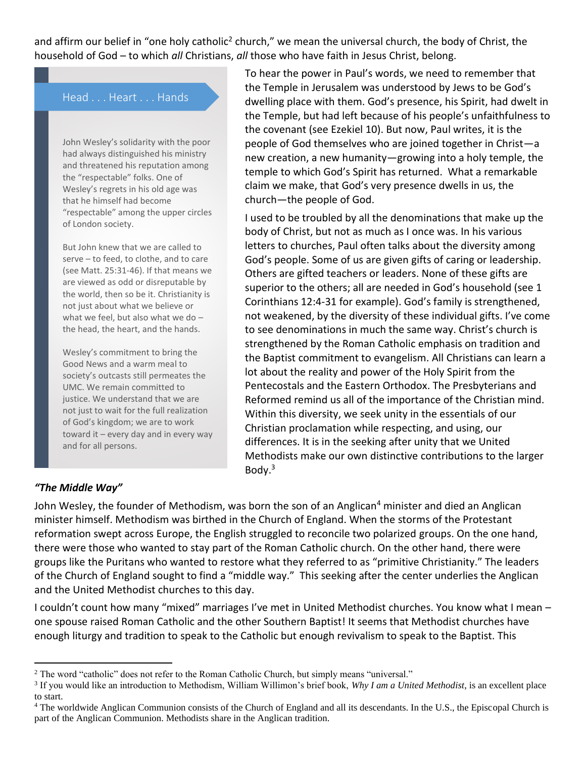and affirm our belief in "one holy catholic[2] church," we mean the universal church, the body of Christ, the household of God – to which *all* Christians, *all* those who have faith in Jesus Christ, belong.

To hear the power in Paul's words, we need to remember that the Temple in Jerusalem was understood by Jews to be God's dwelling place with them. God's presence, his Spirit, had dwelt in the Temple, but had left because of his people's unfaithfulness to the covenant (see Ezekiel 10). But now, Paul writes, it is the people of God themselves who are joined together in Christ—a new creation, a new humanity—growing into a holy temple, the temple to which God's Spirit has returned. What a remarkable claim we make, that God's very presence dwells in us, the church—the people of God.

I used to be troubled by all the denominations that make up the body of Christ, but not as much as I once was. In his various letters to churches, Paul often talks about the diversity among God's people. Some of us are given gifts of caring or leadership. Others are gifted teachers or leaders. None of these gifts are superior to the others; all are needed in God's household (see 1 Corinthians 12:4-31 for example). God's family is strengthened, not weakened, by the diversity of these individual gifts. I've come to see denominations in much the same way. Christ's church is strengthened by the Roman Catholic emphasis on tradition and the Baptist commitment to evangelism. All Christians can learn a lot about the reality and power of the Holy Spirit from the Pentecostals and the Eastern Orthodox. The Presbyterians and Reformed remind us all of the importance of the Christian mind. Within this diversity, we seek unity in the essentials of our Christian proclamation while respecting, and using, our differences. It is in the seeking after unity that we United Methodists make our own distinctive contributions to the larger Body.[3]

> **Head . . . Heart . . . Hands**
>
> John Wesley's solidarity with the poor had always distinguished his ministry and threatened his reputation among the "respectable" folks. One of Wesley's regrets in his old age was that he himself had become "respectable" among the upper circles of London society.
>
> But John knew that we are called to serve – to feed, to clothe, and to care (see Matt. 25:31-46). If that means we are viewed as odd or disreputable by the world, then so be it. Christianity is not just about what we believe or what we feel, but also what we do – the head, the heart, and the hands.
>
> Wesley's commitment to bring the Good News and a warm meal to society's outcasts still permeates the UMC. We remain committed to justice. We understand that we are not just to wait for the full realization of God's kingdom; we are to work toward it – every day and in every way and for all persons.

### *"The Middle Way"*

John Wesley, the founder of Methodism, was born the son of an Anglican[4] minister and died an Anglican minister himself. Methodism was birthed in the Church of England. When the storms of the Protestant reformation swept across Europe, the English struggled to reconcile two polarized groups. On the one hand, there were those who wanted to stay part of the Roman Catholic church. On the other hand, there were groups like the Puritans who wanted to restore what they referred to as "primitive Christianity." The leaders of the Church of England sought to find a "middle way." This seeking after the center underlies the Anglican and the United Methodist churches to this day.

I couldn't count how many "mixed" marriages I've met in United Methodist churches. You know what I mean – one spouse raised Roman Catholic and the other Southern Baptist! It seems that Methodist churches have enough liturgy and tradition to speak to the Catholic but enough revivalism to speak to the Baptist. This

---

[2] The word "catholic" does not refer to the Roman Catholic Church, but simply means "universal."

[3] If you would like an introduction to Methodism, William Willimon's brief book, *Why I am a United Methodist*, is an excellent place to start.

[4] The worldwide Anglican Communion consists of the Church of England and all its descendants. In the U.S., the Episcopal Church is part of the Anglican Communion. Methodists share in the Anglican tradition.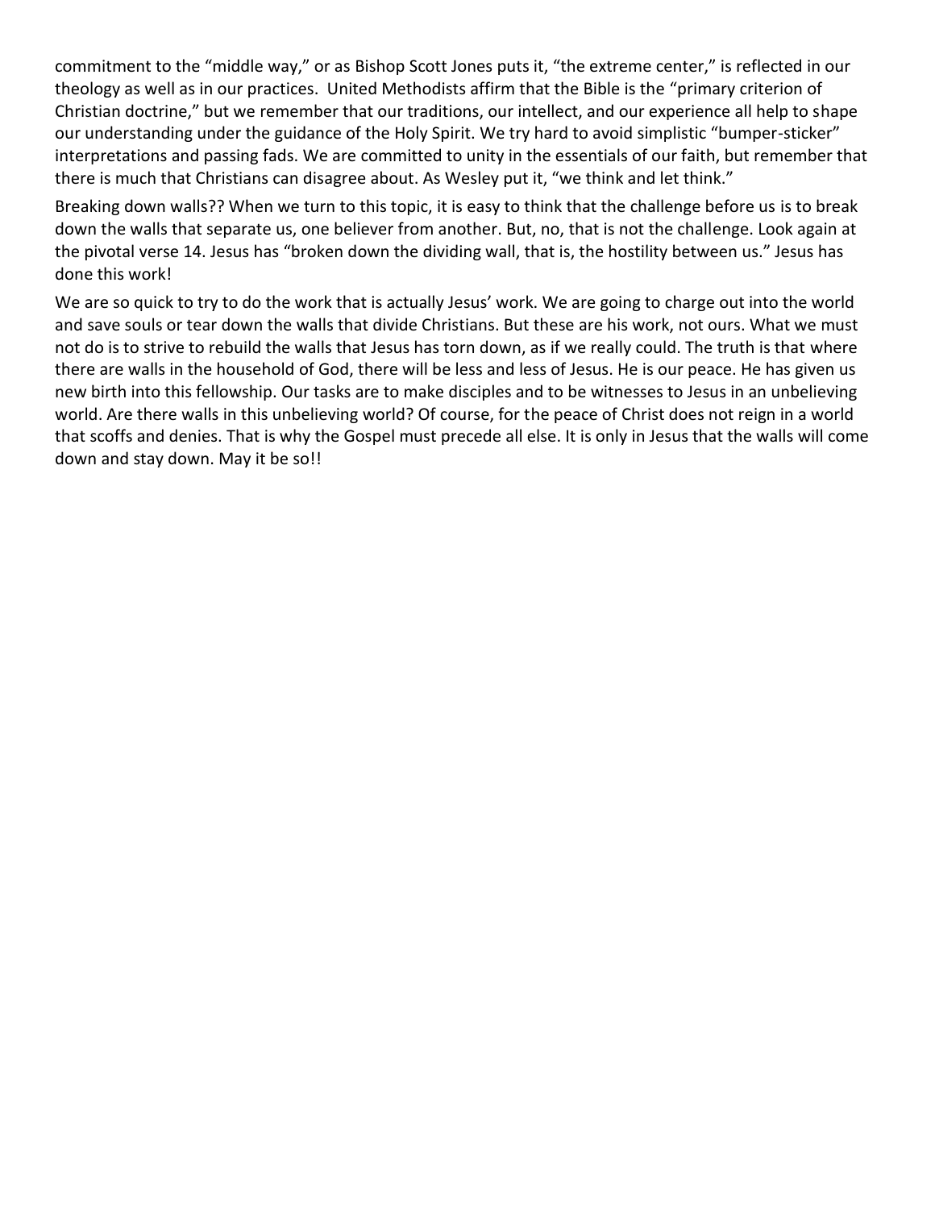commitment to the "middle way," or as Bishop Scott Jones puts it, "the extreme center," is reflected in our theology as well as in our practices. United Methodists affirm that the Bible is the "primary criterion of Christian doctrine," but we remember that our traditions, our intellect, and our experience all help to shape our understanding under the guidance of the Holy Spirit. We try hard to avoid simplistic "bumper-sticker" interpretations and passing fads. We are committed to unity in the essentials of our faith, but remember that there is much that Christians can disagree about. As Wesley put it, "we think and let think."

Breaking down walls?? When we turn to this topic, it is easy to think that the challenge before us is to break down the walls that separate us, one believer from another. But, no, that is not the challenge. Look again at the pivotal verse 14. Jesus has "broken down the dividing wall, that is, the hostility between us." Jesus has done this work!

We are so quick to try to do the work that is actually Jesus' work. We are going to charge out into the world and save souls or tear down the walls that divide Christians. But these are his work, not ours. What we must not do is to strive to rebuild the walls that Jesus has torn down, as if we really could. The truth is that where there are walls in the household of God, there will be less and less of Jesus. He is our peace. He has given us new birth into this fellowship. Our tasks are to make disciples and to be witnesses to Jesus in an unbelieving world. Are there walls in this unbelieving world? Of course, for the peace of Christ does not reign in a world that scoffs and denies. That is why the Gospel must precede all else. It is only in Jesus that the walls will come down and stay down. May it be so!!